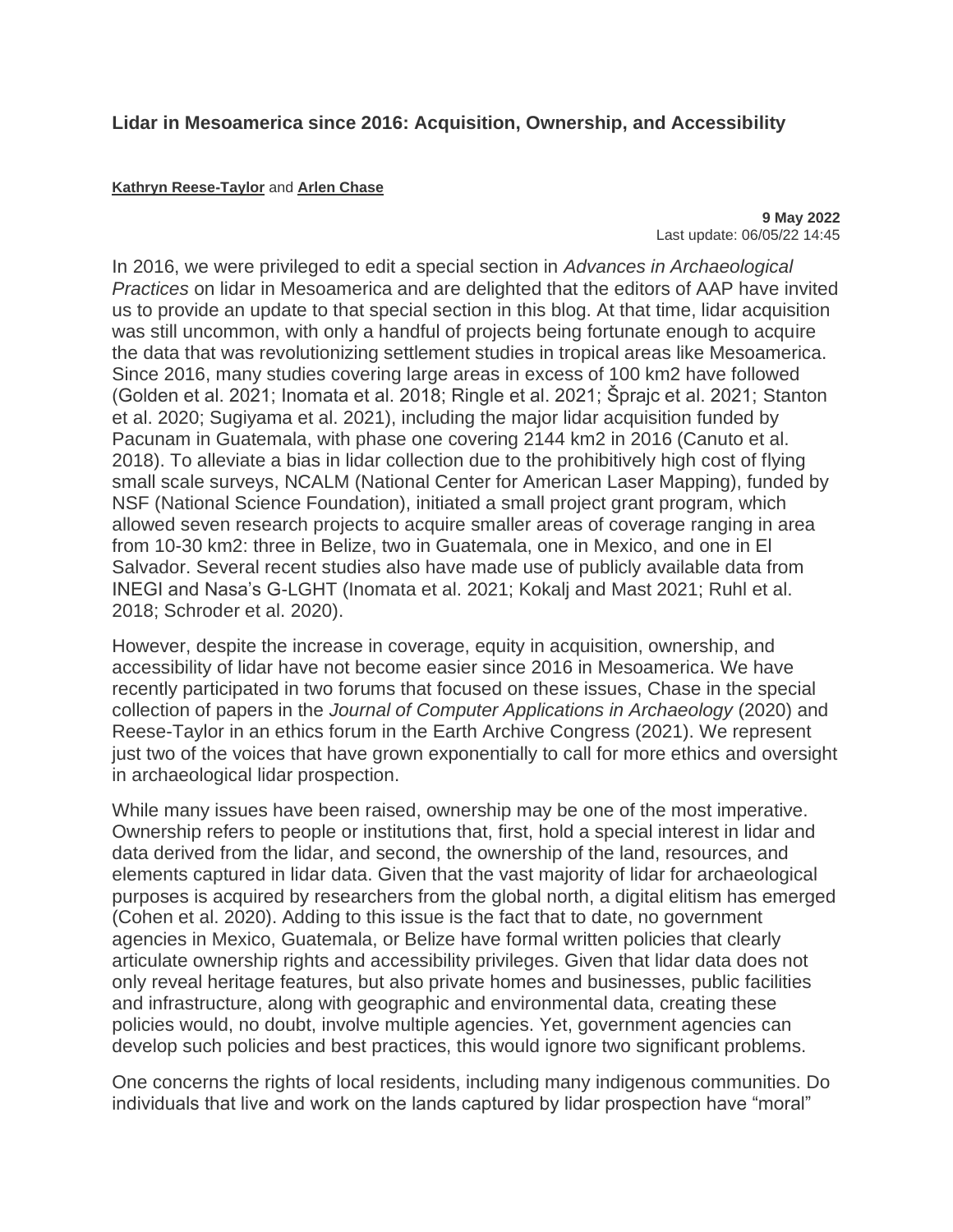# Lidar in Mesoamerica since 2016: Acquisition, Ownership, and Accessibility

**Kathryn Reese-Taylor** and **Arlen Chase**

**9 May 2022**
Last update: 06/05/22 14:45

In 2016, we were privileged to edit a special section in *Advances in Archaeological Practices* on lidar in Mesoamerica and are delighted that the editors of AAP have invited us to provide an update to that special section in this blog. At that time, lidar acquisition was still uncommon, with only a handful of projects being fortunate enough to acquire the data that was revolutionizing settlement studies in tropical areas like Mesoamerica. Since 2016, many studies covering large areas in excess of 100 km2 have followed (Golden et al. 2021; Inomata et al. 2018; Ringle et al. 2021; Šprajc et al. 2021; Stanton et al. 2020; Sugiyama et al. 2021), including the major lidar acquisition funded by Pacunam in Guatemala, with phase one covering 2144 km2 in 2016 (Canuto et al. 2018). To alleviate a bias in lidar collection due to the prohibitively high cost of flying small scale surveys, NCALM (National Center for American Laser Mapping), funded by NSF (National Science Foundation), initiated a small project grant program, which allowed seven research projects to acquire smaller areas of coverage ranging in area from 10-30 km2: three in Belize, two in Guatemala, one in Mexico, and one in El Salvador. Several recent studies also have made use of publicly available data from INEGI and Nasa's G-LGHT (Inomata et al. 2021; Kokalj and Mast 2021; Ruhl et al. 2018; Schroder et al. 2020).

However, despite the increase in coverage, equity in acquisition, ownership, and accessibility of lidar have not become easier since 2016 in Mesoamerica. We have recently participated in two forums that focused on these issues, Chase in the special collection of papers in the *Journal of Computer Applications in Archaeology* (2020) and Reese-Taylor in an ethics forum in the Earth Archive Congress (2021). We represent just two of the voices that have grown exponentially to call for more ethics and oversight in archaeological lidar prospection.

While many issues have been raised, ownership may be one of the most imperative. Ownership refers to people or institutions that, first, hold a special interest in lidar and data derived from the lidar, and second, the ownership of the land, resources, and elements captured in lidar data. Given that the vast majority of lidar for archaeological purposes is acquired by researchers from the global north, a digital elitism has emerged (Cohen et al. 2020). Adding to this issue is the fact that to date, no government agencies in Mexico, Guatemala, or Belize have formal written policies that clearly articulate ownership rights and accessibility privileges. Given that lidar data does not only reveal heritage features, but also private homes and businesses, public facilities and infrastructure, along with geographic and environmental data, creating these policies would, no doubt, involve multiple agencies. Yet, government agencies can develop such policies and best practices, this would ignore two significant problems.

One concerns the rights of local residents, including many indigenous communities. Do individuals that live and work on the lands captured by lidar prospection have "moral"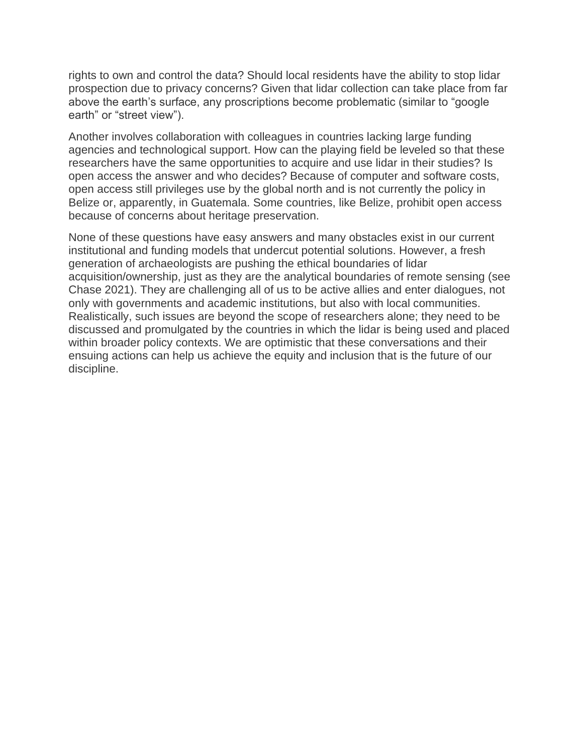rights to own and control the data? Should local residents have the ability to stop lidar prospection due to privacy concerns? Given that lidar collection can take place from far above the earth's surface, any proscriptions become problematic (similar to "google earth" or "street view").

Another involves collaboration with colleagues in countries lacking large funding agencies and technological support. How can the playing field be leveled so that these researchers have the same opportunities to acquire and use lidar in their studies? Is open access the answer and who decides? Because of computer and software costs, open access still privileges use by the global north and is not currently the policy in Belize or, apparently, in Guatemala. Some countries, like Belize, prohibit open access because of concerns about heritage preservation.

None of these questions have easy answers and many obstacles exist in our current institutional and funding models that undercut potential solutions. However, a fresh generation of archaeologists are pushing the ethical boundaries of lidar acquisition/ownership, just as they are the analytical boundaries of remote sensing (see Chase 2021). They are challenging all of us to be active allies and enter dialogues, not only with governments and academic institutions, but also with local communities. Realistically, such issues are beyond the scope of researchers alone; they need to be discussed and promulgated by the countries in which the lidar is being used and placed within broader policy contexts. We are optimistic that these conversations and their ensuing actions can help us achieve the equity and inclusion that is the future of our discipline.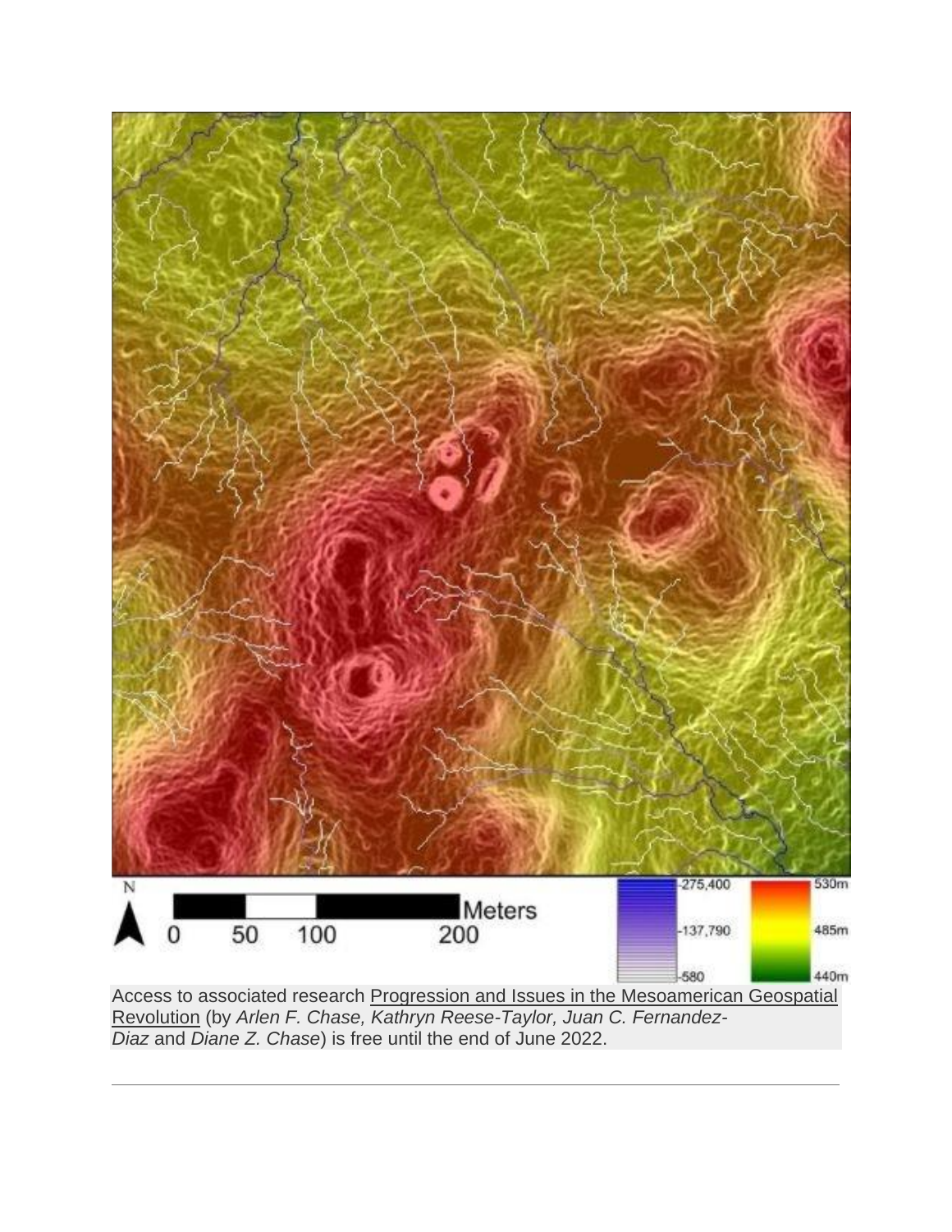Access to associated research [Progression and Issues in the Mesoamerican Geospatial Revolution] (by *Arlen F. Chase, Kathryn Reese-Taylor, Juan C. Fernandez-Diaz* and *Diane Z. Chase*) is free until the end of June 2022.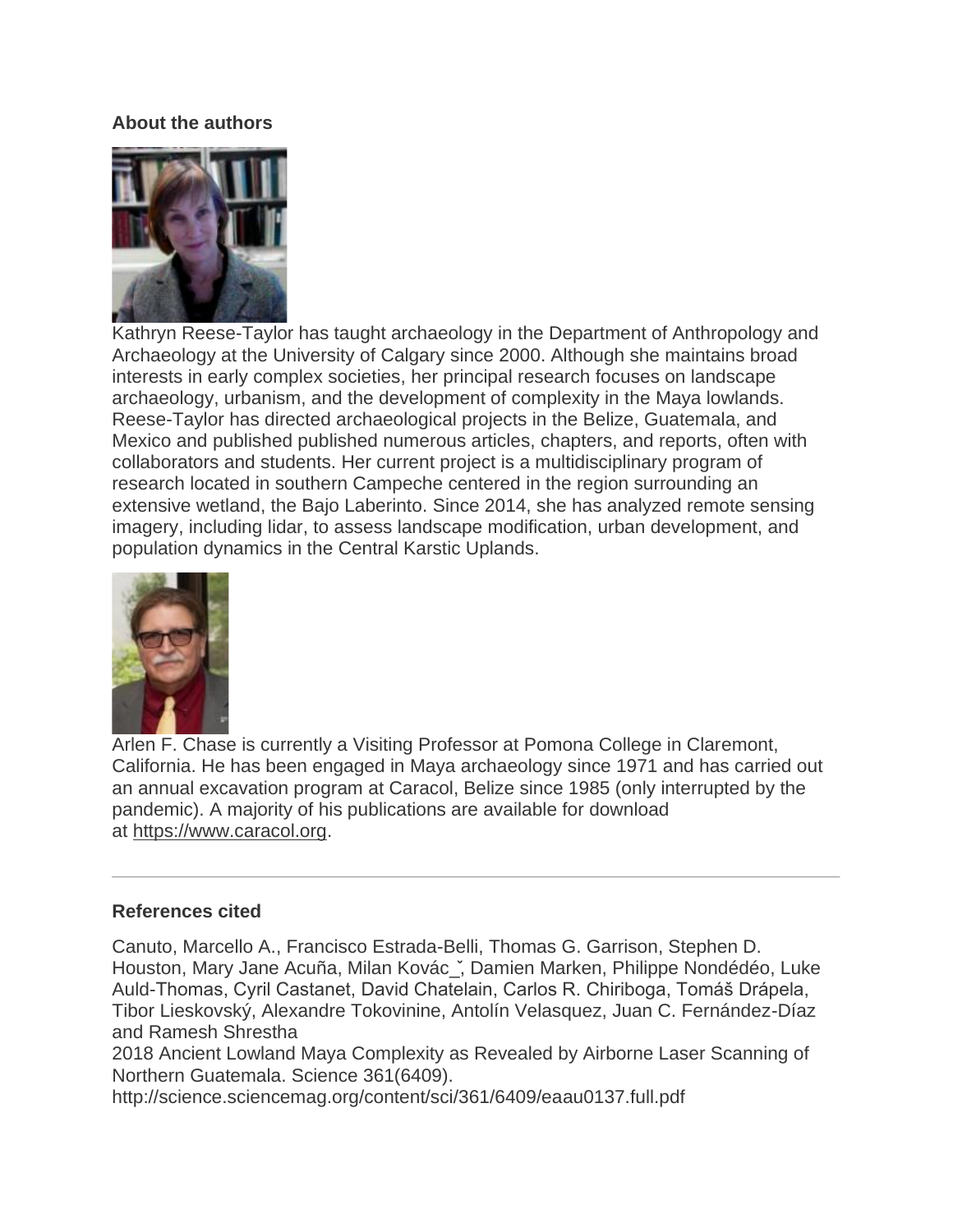### About the authors

Kathryn Reese-Taylor has taught archaeology in the Department of Anthropology and Archaeology at the University of Calgary since 2000. Although she maintains broad interests in early complex societies, her principal research focuses on landscape archaeology, urbanism, and the development of complexity in the Maya lowlands. Reese-Taylor has directed archaeological projects in the Belize, Guatemala, and Mexico and published published numerous articles, chapters, and reports, often with collaborators and students. Her current project is a multidisciplinary program of research located in southern Campeche centered in the region surrounding an extensive wetland, the Bajo Laberinto. Since 2014, she has analyzed remote sensing imagery, including lidar, to assess landscape modification, urban development, and population dynamics in the Central Karstic Uplands.

Arlen F. Chase is currently a Visiting Professor at Pomona College in Claremont, California. He has been engaged in Maya archaeology since 1971 and has carried out an annual excavation program at Caracol, Belize since 1985 (only interrupted by the pandemic). A majority of his publications are available for download at https://www.caracol.org.

---

### References cited

Canuto, Marcello A., Francisco Estrada-Belli, Thomas G. Garrison, Stephen D. Houston, Mary Jane Acuña, Milan Kovác̆, Damien Marken, Philippe Nondédéo, Luke Auld-Thomas, Cyril Castanet, David Chatelain, Carlos R. Chiriboga, Tomáš Drápela, Tibor Lieskovský, Alexandre Tokovinine, Antolín Velasquez, Juan C. Fernández-Díaz and Ramesh Shrestha
2018 Ancient Lowland Maya Complexity as Revealed by Airborne Laser Scanning of Northern Guatemala. Science 361(6409).
http://science.sciencemag.org/content/sci/361/6409/eaau0137.full.pdf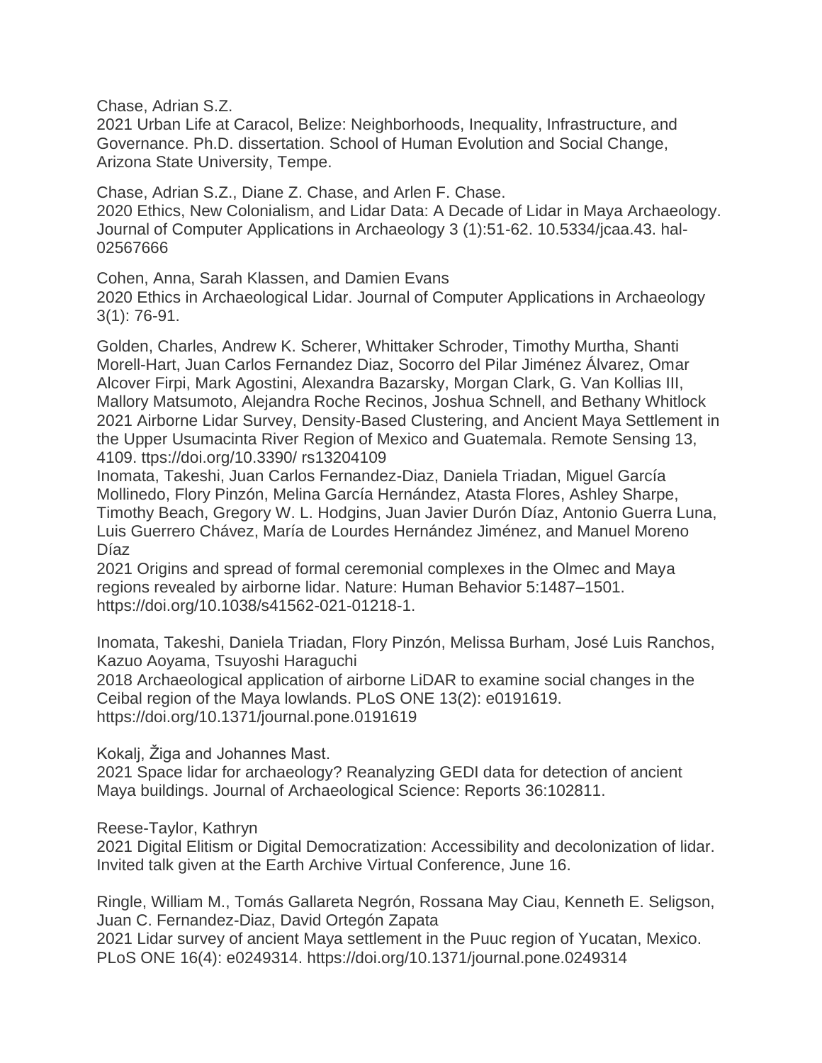Chase, Adrian S.Z.
2021 Urban Life at Caracol, Belize: Neighborhoods, Inequality, Infrastructure, and Governance. Ph.D. dissertation. School of Human Evolution and Social Change, Arizona State University, Tempe.

Chase, Adrian S.Z., Diane Z. Chase, and Arlen F. Chase.
2020 Ethics, New Colonialism, and Lidar Data: A Decade of Lidar in Maya Archaeology. Journal of Computer Applications in Archaeology 3 (1):51-62. 10.5334/jcaa.43. hal-02567666

Cohen, Anna, Sarah Klassen, and Damien Evans
2020 Ethics in Archaeological Lidar. Journal of Computer Applications in Archaeology 3(1): 76-91.

Golden, Charles, Andrew K. Scherer, Whittaker Schroder, Timothy Murtha, Shanti Morell-Hart, Juan Carlos Fernandez Diaz, Socorro del Pilar Jiménez Álvarez, Omar Alcover Firpi, Mark Agostini, Alexandra Bazarsky, Morgan Clark, G. Van Kollias III, Mallory Matsumoto, Alejandra Roche Recinos, Joshua Schnell, and Bethany Whitlock
2021 Airborne Lidar Survey, Density-Based Clustering, and Ancient Maya Settlement in the Upper Usumacinta River Region of Mexico and Guatemala. Remote Sensing 13, 4109. ttps://doi.org/10.3390/ rs13204109

Inomata, Takeshi, Juan Carlos Fernandez-Diaz, Daniela Triadan, Miguel García Mollinedo, Flory Pinzón, Melina García Hernández, Atasta Flores, Ashley Sharpe, Timothy Beach, Gregory W. L. Hodgins, Juan Javier Durón Díaz, Antonio Guerra Luna, Luis Guerrero Chávez, María de Lourdes Hernández Jiménez, and Manuel Moreno Díaz
2021 Origins and spread of formal ceremonial complexes in the Olmec and Maya regions revealed by airborne lidar. Nature: Human Behavior 5:1487–1501. https://doi.org/10.1038/s41562-021-01218-1.

Inomata, Takeshi, Daniela Triadan, Flory Pinzón, Melissa Burham, José Luis Ranchos, Kazuo Aoyama, Tsuyoshi Haraguchi
2018 Archaeological application of airborne LiDAR to examine social changes in the Ceibal region of the Maya lowlands. PLoS ONE 13(2): e0191619. https://doi.org/10.1371/journal.pone.0191619

Kokalj, Žiga and Johannes Mast.
2021 Space lidar for archaeology? Reanalyzing GEDI data for detection of ancient Maya buildings. Journal of Archaeological Science: Reports 36:102811.

Reese-Taylor, Kathryn
2021 Digital Elitism or Digital Democratization: Accessibility and decolonization of lidar. Invited talk given at the Earth Archive Virtual Conference, June 16.

Ringle, William M., Tomás Gallareta Negrón, Rossana May Ciau, Kenneth E. Seligson, Juan C. Fernandez-Diaz, David Ortegón Zapata
2021 Lidar survey of ancient Maya settlement in the Puuc region of Yucatan, Mexico. PLoS ONE 16(4): e0249314. https://doi.org/10.1371/journal.pone.0249314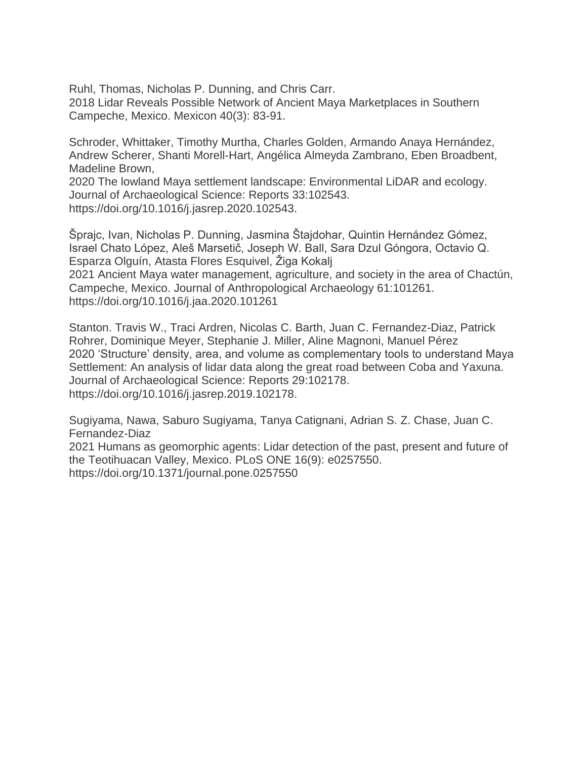Ruhl, Thomas, Nicholas P. Dunning, and Chris Carr.
2018 Lidar Reveals Possible Network of Ancient Maya Marketplaces in Southern Campeche, Mexico. Mexicon 40(3): 83-91.

Schroder, Whittaker, Timothy Murtha, Charles Golden, Armando Anaya Hernández, Andrew Scherer, Shanti Morell-Hart, Angélica Almeyda Zambrano, Eben Broadbent, Madeline Brown,
2020 The lowland Maya settlement landscape: Environmental LiDAR and ecology. Journal of Archaeological Science: Reports 33:102543. https://doi.org/10.1016/j.jasrep.2020.102543.

Šprajc, Ivan, Nicholas P. Dunning, Jasmina Štajdohar, Quintin Hernández Gómez, Israel Chato López, Aleš Marsetič, Joseph W. Ball, Sara Dzul Góngora, Octavio Q. Esparza Olguín, Atasta Flores Esquivel, Žiga Kokalj
2021 Ancient Maya water management, agriculture, and society in the area of Chactún, Campeche, Mexico. Journal of Anthropological Archaeology 61:101261. https://doi.org/10.1016/j.jaa.2020.101261

Stanton. Travis W., Traci Ardren, Nicolas C. Barth, Juan C. Fernandez-Diaz, Patrick Rohrer, Dominique Meyer, Stephanie J. Miller, Aline Magnoni, Manuel Pérez
2020 'Structure' density, area, and volume as complementary tools to understand Maya Settlement: An analysis of lidar data along the great road between Coba and Yaxuna. Journal of Archaeological Science: Reports 29:102178. https://doi.org/10.1016/j.jasrep.2019.102178.

Sugiyama, Nawa, Saburo Sugiyama, Tanya Catignani, Adrian S. Z. Chase, Juan C. Fernandez-Diaz
2021 Humans as geomorphic agents: Lidar detection of the past, present and future of the Teotihuacan Valley, Mexico. PLoS ONE 16(9): e0257550. https://doi.org/10.1371/journal.pone.0257550